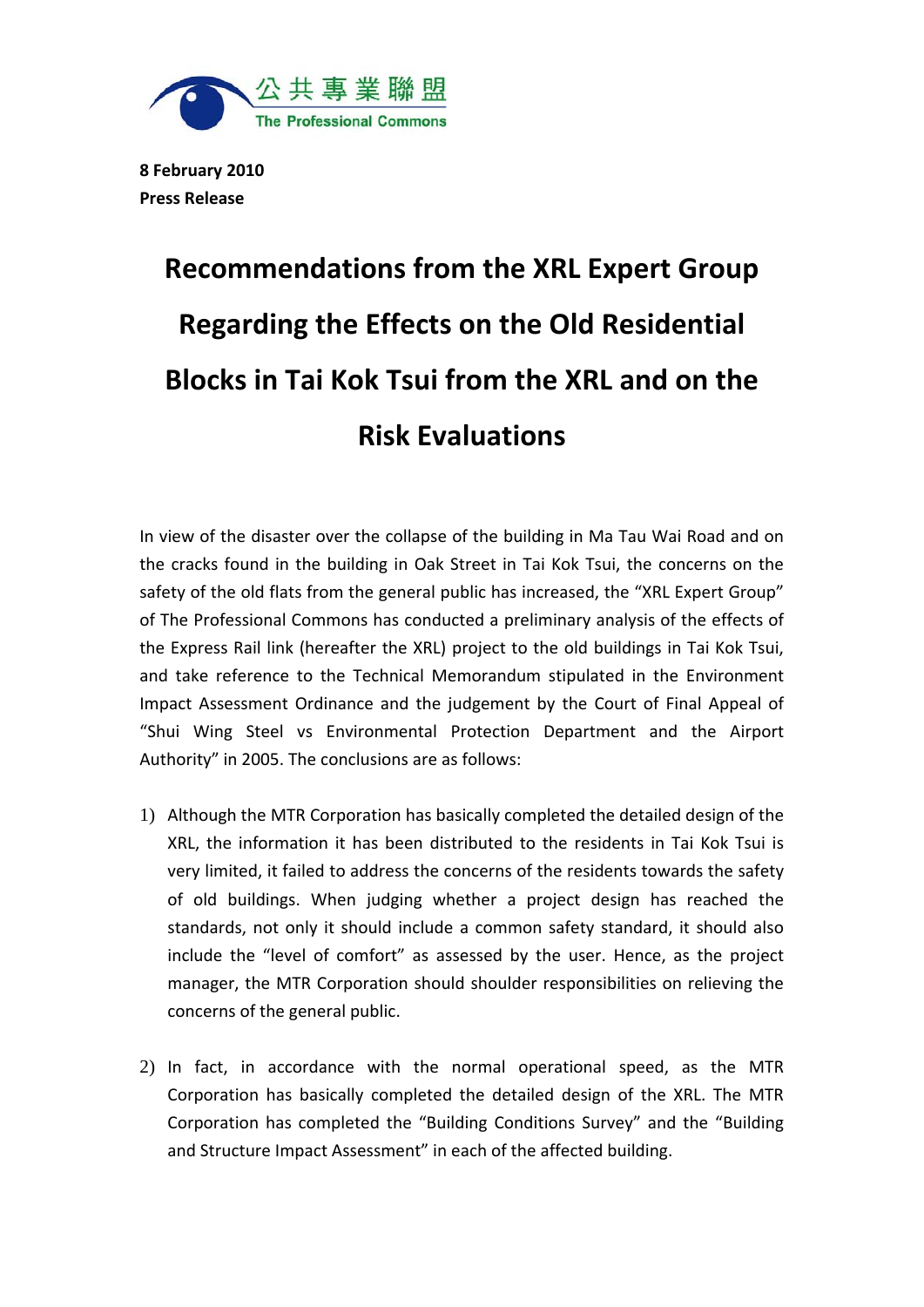公共專業聯盟
The Professional Commons

**8 February 2010**
**Press Release**

# Recommendations from the XRL Expert Group Regarding the Effects on the Old Residential Blocks in Tai Kok Tsui from the XRL and on the Risk Evaluations

In view of the disaster over the collapse of the building in Ma Tau Wai Road and on the cracks found in the building in Oak Street in Tai Kok Tsui, the concerns on the safety of the old flats from the general public has increased, the "XRL Expert Group" of The Professional Commons has conducted a preliminary analysis of the effects of the Express Rail link (hereafter the XRL) project to the old buildings in Tai Kok Tsui, and take reference to the Technical Memorandum stipulated in the Environment Impact Assessment Ordinance and the judgement by the Court of Final Appeal of "Shui Wing Steel vs Environmental Protection Department and the Airport Authority" in 2005. The conclusions are as follows:

1) Although the MTR Corporation has basically completed the detailed design of the XRL, the information it has been distributed to the residents in Tai Kok Tsui is very limited, it failed to address the concerns of the residents towards the safety of old buildings. When judging whether a project design has reached the standards, not only it should include a common safety standard, it should also include the "level of comfort" as assessed by the user. Hence, as the project manager, the MTR Corporation should shoulder responsibilities on relieving the concerns of the general public.

2) In fact, in accordance with the normal operational speed, as the MTR Corporation has basically completed the detailed design of the XRL. The MTR Corporation has completed the "Building Conditions Survey" and the "Building and Structure Impact Assessment" in each of the affected building.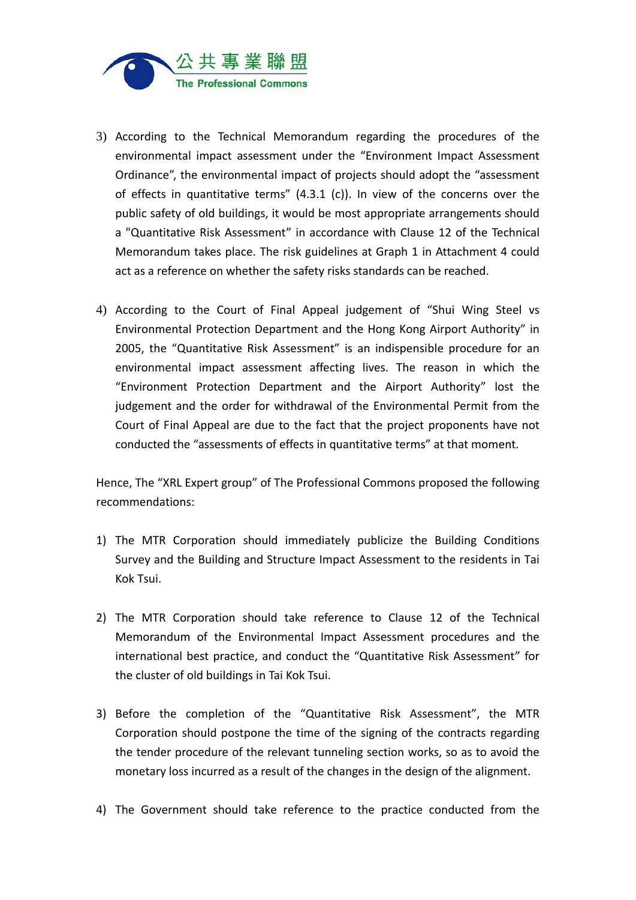3) According to the Technical Memorandum regarding the procedures of the environmental impact assessment under the "Environment Impact Assessment Ordinance", the environmental impact of projects should adopt the "assessment of effects in quantitative terms" (4.3.1 (c)). In view of the concerns over the public safety of old buildings, it would be most appropriate arrangements should a "Quantitative Risk Assessment" in accordance with Clause 12 of the Technical Memorandum takes place. The risk guidelines at Graph 1 in Attachment 4 could act as a reference on whether the safety risks standards can be reached.

4) According to the Court of Final Appeal judgement of "Shui Wing Steel vs Environmental Protection Department and the Hong Kong Airport Authority" in 2005, the "Quantitative Risk Assessment" is an indispensible procedure for an environmental impact assessment affecting lives. The reason in which the "Environment Protection Department and the Airport Authority" lost the judgement and the order for withdrawal of the Environmental Permit from the Court of Final Appeal are due to the fact that the project proponents have not conducted the "assessments of effects in quantitative terms" at that moment.

Hence, The "XRL Expert group" of The Professional Commons proposed the following recommendations:

1) The MTR Corporation should immediately publicize the Building Conditions Survey and the Building and Structure Impact Assessment to the residents in Tai Kok Tsui.

2) The MTR Corporation should take reference to Clause 12 of the Technical Memorandum of the Environmental Impact Assessment procedures and the international best practice, and conduct the "Quantitative Risk Assessment" for the cluster of old buildings in Tai Kok Tsui.

3) Before the completion of the "Quantitative Risk Assessment", the MTR Corporation should postpone the time of the signing of the contracts regarding the tender procedure of the relevant tunneling section works, so as to avoid the monetary loss incurred as a result of the changes in the design of the alignment.

4) The Government should take reference to the practice conducted from the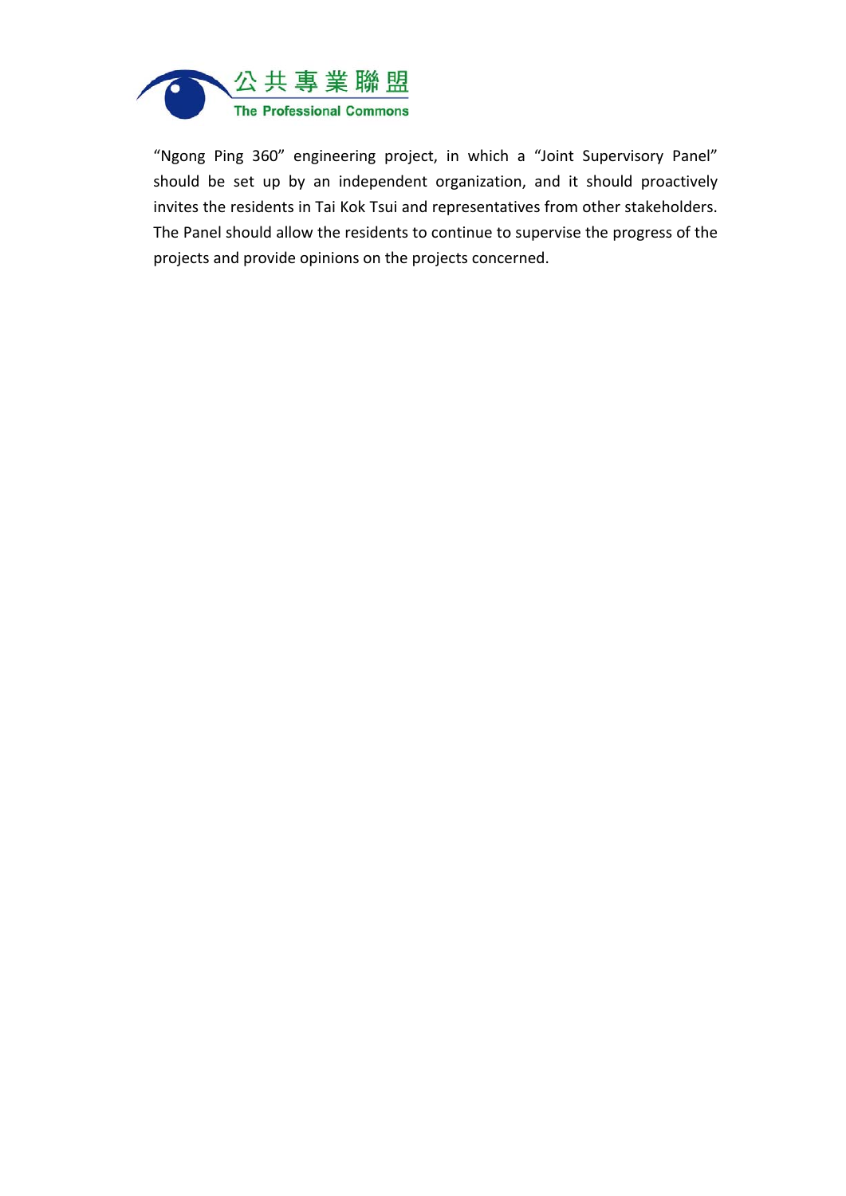"Ngong Ping 360" engineering project, in which a "Joint Supervisory Panel" should be set up by an independent organization, and it should proactively invites the residents in Tai Kok Tsui and representatives from other stakeholders. The Panel should allow the residents to continue to supervise the progress of the projects and provide opinions on the projects concerned.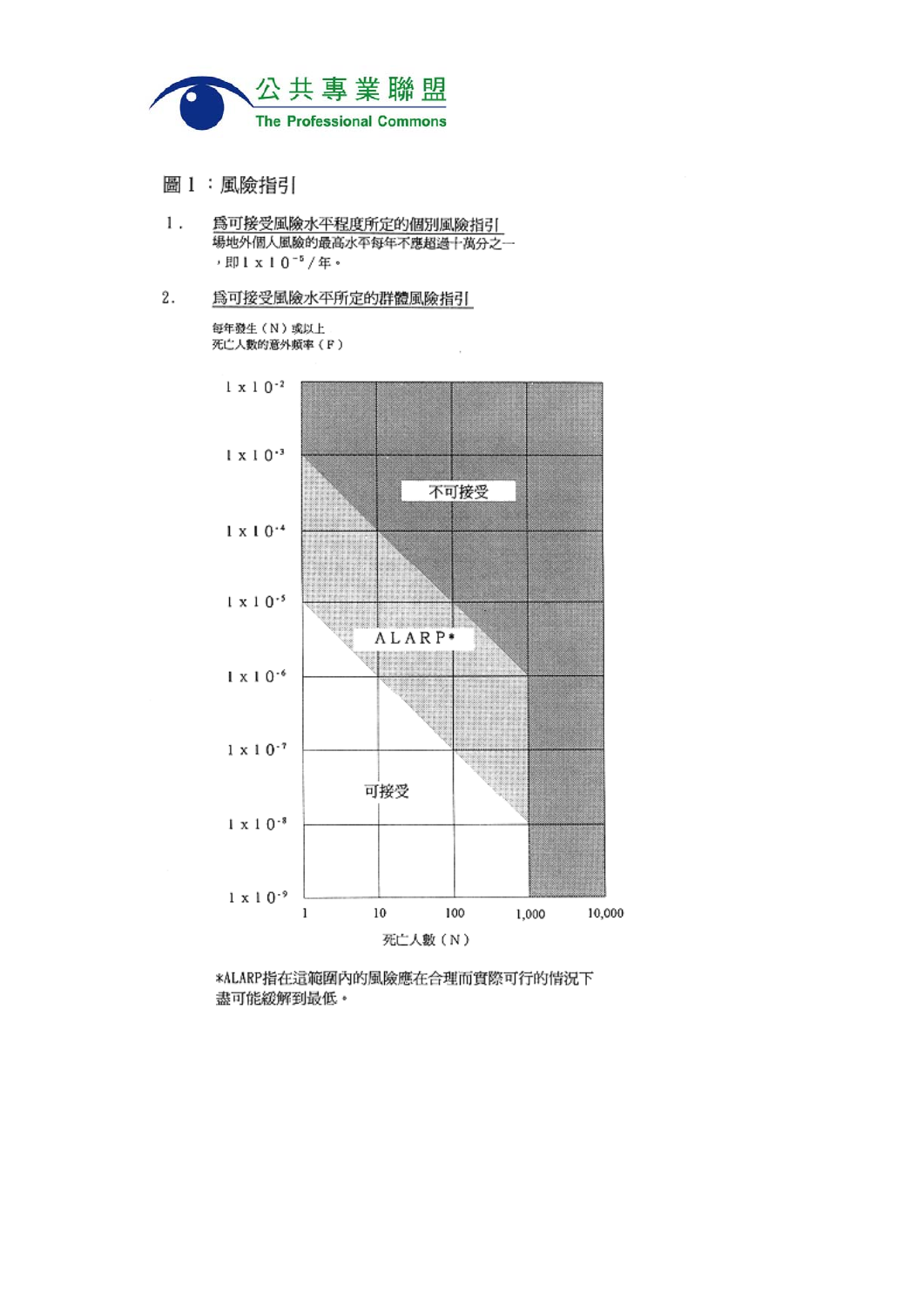公共專業聯盟
The Professional Commons

## 圖 1 ：風險指引

1. 爲可接受風險水平程度所定的個別風險指引

場地外個人風險的最高水平每年不應超過十萬分之一，即 $1 \times 10^{-5}$ / 年。

2. 爲可接受風險水平所定的群體風險指引

每年發生（N）或以上死亡人數的意外頻率（F）

$1 \times 10^{-2}$

$1 \times 10^{-3}$

$1 \times 10^{-4}$

$1 \times 10^{-5}$

$1 \times 10^{-6}$

$1 \times 10^{-7}$

$1 \times 10^{-8}$

$1 \times 10^{-9}$

不可接受

ALARP*

可接受

1

10

100

1,000

10,000

死亡人數（N）

*ALARP指在這範圍內的風險應在合理而實際可行的情況下盡可能緩解到最低。